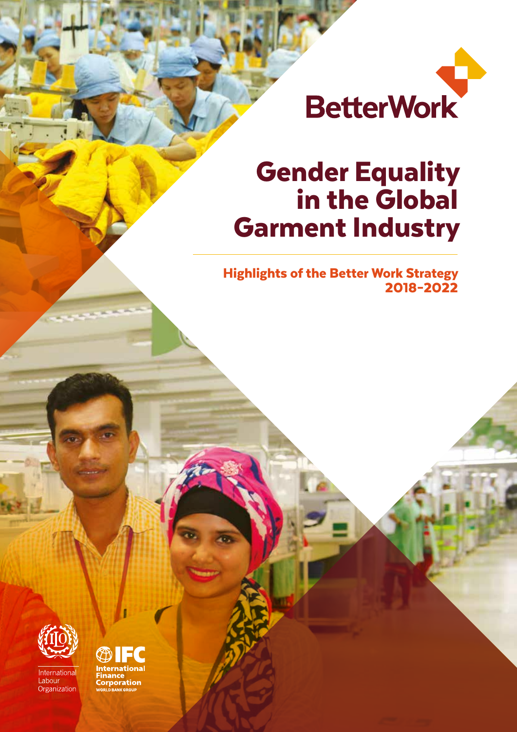BetterWork

# Gender Equality in the Global Garment Industry

## Highlights of the Better Work Strategy 2018-2022

International Labour Organization

IFC International Finance Corporation WORLD BANK GROUP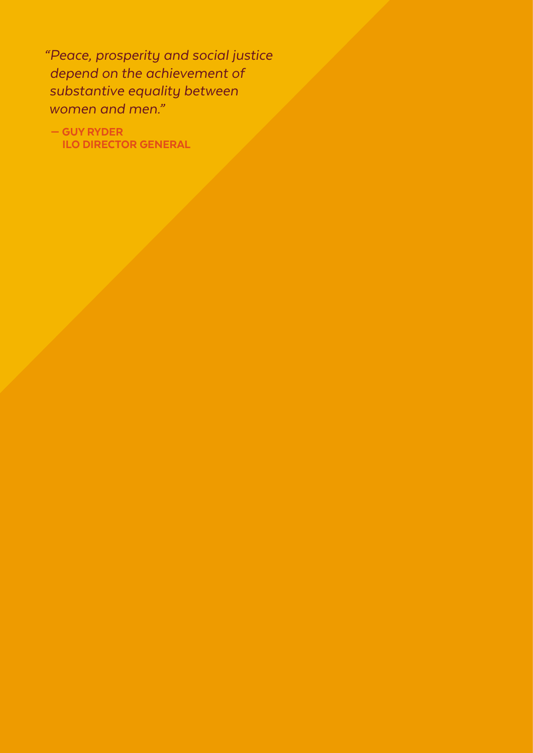*"Peace, prosperity and social justice depend on the achievement of substantive equality between women and men."*

**— GUY RYDER**
**ILO DIRECTOR GENERAL**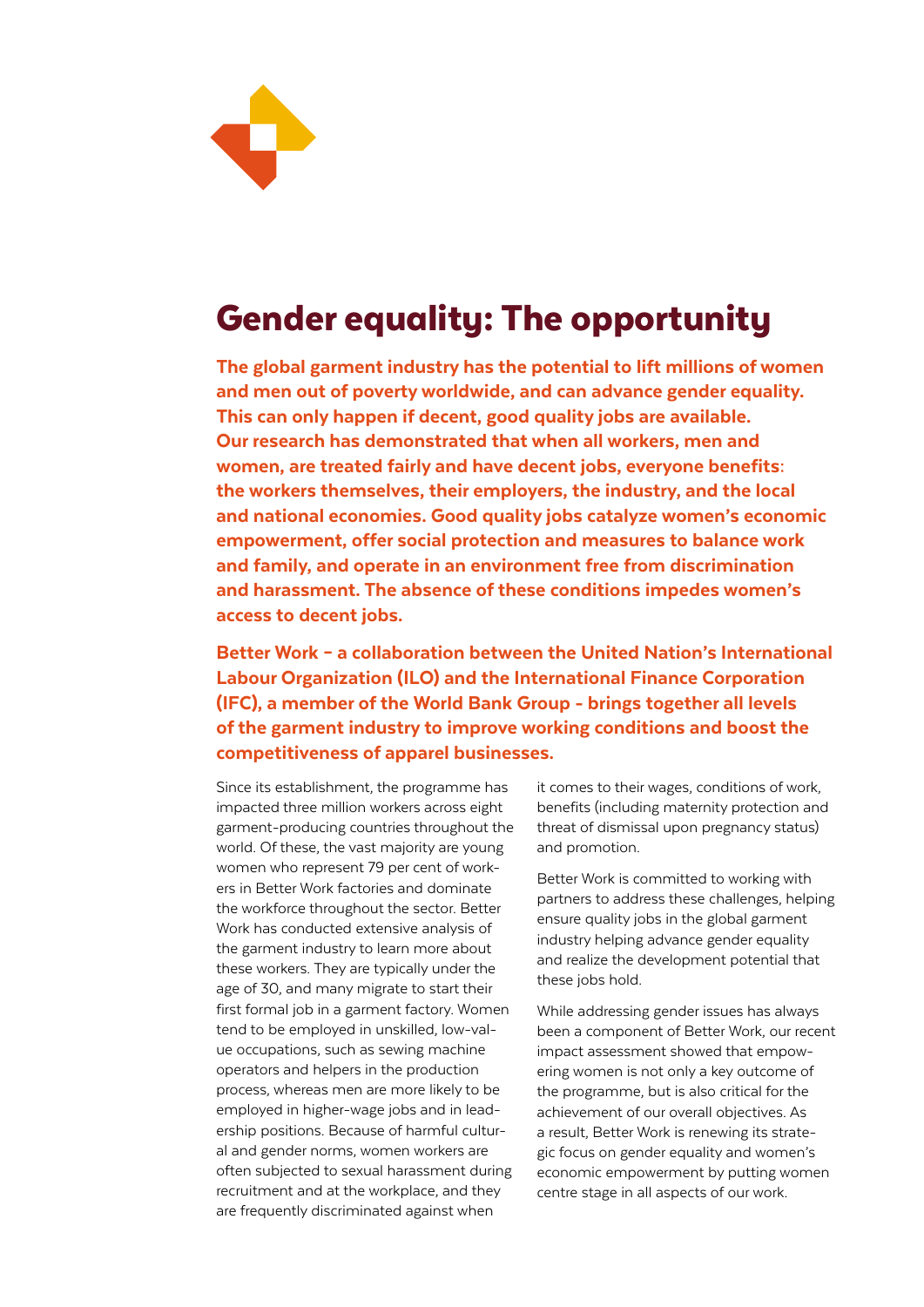# Gender equality: The opportunity

**The global garment industry has the potential to lift millions of women and men out of poverty worldwide, and can advance gender equality. This can only happen if decent, good quality jobs are available. Our research has demonstrated that when all workers, men and women, are treated fairly and have decent jobs, everyone benefits: the workers themselves, their employers, the industry, and the local and national economies. Good quality jobs catalyze women's economic empowerment, offer social protection and measures to balance work and family, and operate in an environment free from discrimination and harassment. The absence of these conditions impedes women's access to decent jobs.**

**Better Work – a collaboration between the United Nation's International Labour Organization (ILO) and the International Finance Corporation (IFC), a member of the World Bank Group - brings together all levels of the garment industry to improve working conditions and boost the competitiveness of apparel businesses.**

Since its establishment, the programme has impacted three million workers across eight garment-producing countries throughout the world. Of these, the vast majority are young women who represent 79 per cent of workers in Better Work factories and dominate the workforce throughout the sector. Better Work has conducted extensive analysis of the garment industry to learn more about these workers. They are typically under the age of 30, and many migrate to start their first formal job in a garment factory. Women tend to be employed in unskilled, low-value occupations, such as sewing machine operators and helpers in the production process, whereas men are more likely to be employed in higher-wage jobs and in leadership positions. Because of harmful cultural and gender norms, women workers are often subjected to sexual harassment during recruitment and at the workplace, and they are frequently discriminated against when it comes to their wages, conditions of work, benefits (including maternity protection and threat of dismissal upon pregnancy status) and promotion.

Better Work is committed to working with partners to address these challenges, helping ensure quality jobs in the global garment industry helping advance gender equality and realize the development potential that these jobs hold.

While addressing gender issues has always been a component of Better Work, our recent impact assessment showed that empowering women is not only a key outcome of the programme, but is also critical for the achievement of our overall objectives. As a result, Better Work is renewing its strategic focus on gender equality and women's economic empowerment by putting women centre stage in all aspects of our work.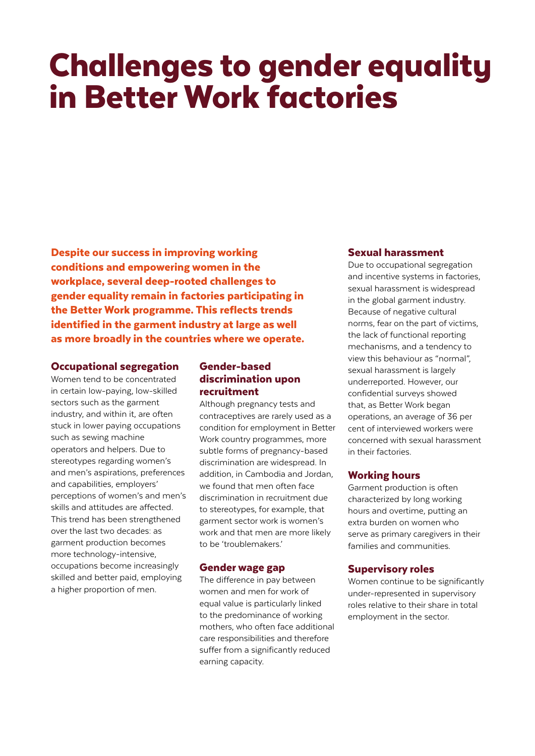# Challenges to gender equality in Better Work factories

**Despite our success in improving working conditions and empowering women in the workplace, several deep-rooted challenges to gender equality remain in factories participating in the Better Work programme. This reflects trends identified in the garment industry at large as well as more broadly in the countries where we operate.**

### Occupational segregation

Women tend to be concentrated in certain low-paying, low-skilled sectors such as the garment industry, and within it, are often stuck in lower paying occupations such as sewing machine operators and helpers. Due to stereotypes regarding women's and men's aspirations, preferences and capabilities, employers' perceptions of women's and men's skills and attitudes are affected. This trend has been strengthened over the last two decades: as garment production becomes more technology-intensive, occupations become increasingly skilled and better paid, employing a higher proportion of men.

### Gender-based discrimination upon recruitment

Although pregnancy tests and contraceptives are rarely used as a condition for employment in Better Work country programmes, more subtle forms of pregnancy-based discrimination are widespread. In addition, in Cambodia and Jordan, we found that men often face discrimination in recruitment due to stereotypes, for example, that garment sector work is women's work and that men are more likely to be 'troublemakers.'

### Gender wage gap

The difference in pay between women and men for work of equal value is particularly linked to the predominance of working mothers, who often face additional care responsibilities and therefore suffer from a significantly reduced earning capacity.

### Sexual harassment

Due to occupational segregation and incentive systems in factories, sexual harassment is widespread in the global garment industry. Because of negative cultural norms, fear on the part of victims, the lack of functional reporting mechanisms, and a tendency to view this behaviour as "normal", sexual harassment is largely underreported. However, our confidential surveys showed that, as Better Work began operations, an average of 36 per cent of interviewed workers were concerned with sexual harassment in their factories.

### Working hours

Garment production is often characterized by long working hours and overtime, putting an extra burden on women who serve as primary caregivers in their families and communities.

### Supervisory roles

Women continue to be significantly under-represented in supervisory roles relative to their share in total employment in the sector.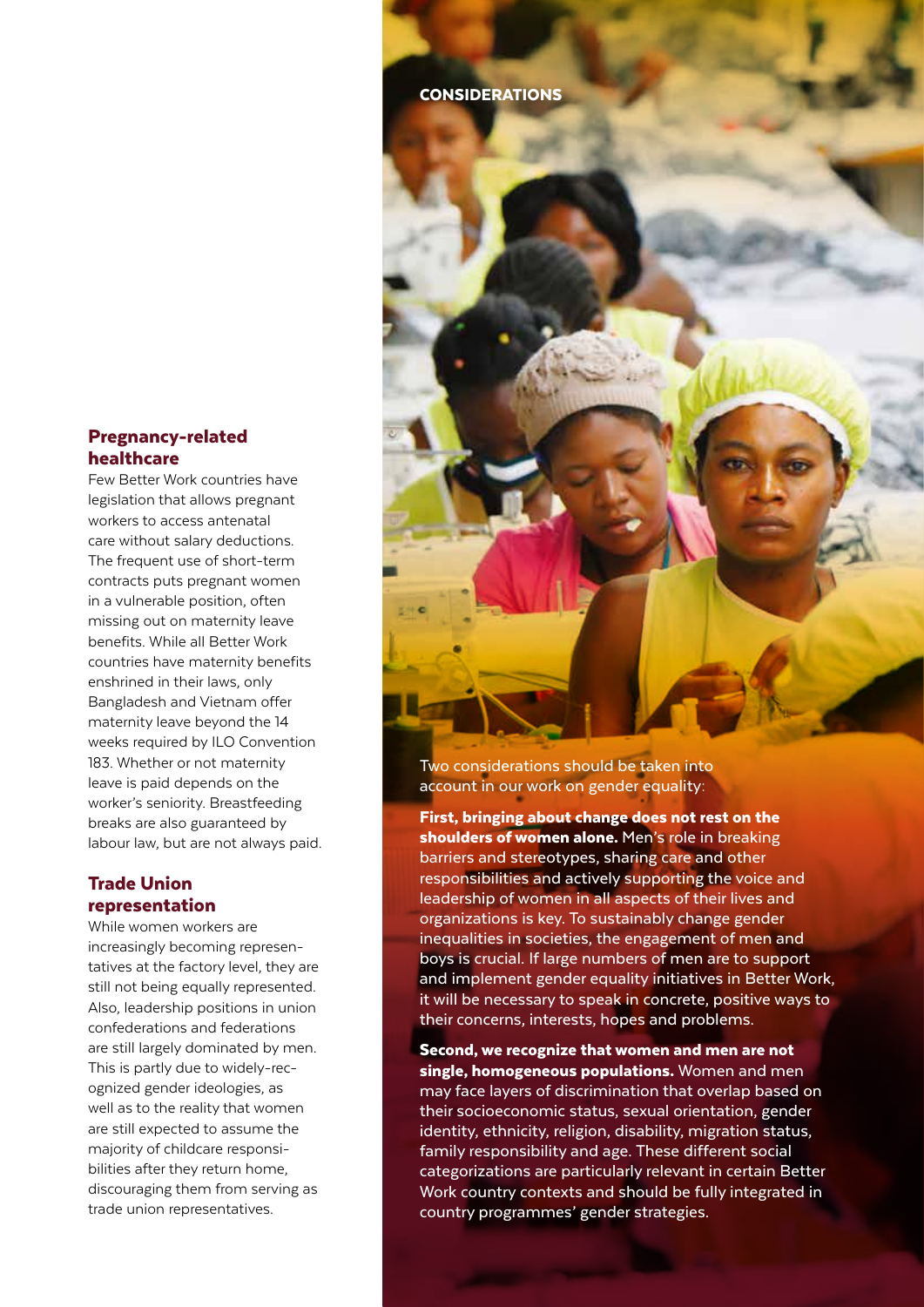## Pregnancy-related healthcare

Few Better Work countries have legislation that allows pregnant workers to access antenatal care without salary deductions. The frequent use of short-term contracts puts pregnant women in a vulnerable position, often missing out on maternity leave benefits. While all Better Work countries have maternity benefits enshrined in their laws, only Bangladesh and Vietnam offer maternity leave beyond the 14 weeks required by ILO Convention 183. Whether or not maternity leave is paid depends on the worker's seniority. Breastfeeding breaks are also guaranteed by labour law, but are not always paid.

## Trade Union representation

While women workers are increasingly becoming representatives at the factory level, they are still not being equally represented. Also, leadership positions in union confederations and federations are still largely dominated by men. This is partly due to widely-recognized gender ideologies, as well as to the reality that women are still expected to assume the majority of childcare responsibilities after they return home, discouraging them from serving as trade union representatives.

## CONSIDERATIONS

Two considerations should be taken into account in our work on gender equality:

**First, bringing about change does not rest on the shoulders of women alone.** Men's role in breaking barriers and stereotypes, sharing care and other responsibilities and actively supporting the voice and leadership of women in all aspects of their lives and organizations is key. To sustainably change gender inequalities in societies, the engagement of men and boys is crucial. If large numbers of men are to support and implement gender equality initiatives in Better Work, it will be necessary to speak in concrete, positive ways to their concerns, interests, hopes and problems.

**Second, we recognize that women and men are not single, homogeneous populations.** Women and men may face layers of discrimination that overlap based on their socioeconomic status, sexual orientation, gender identity, ethnicity, religion, disability, migration status, family responsibility and age. These different social categorizations are particularly relevant in certain Better Work country contexts and should be fully integrated in country programmes' gender strategies.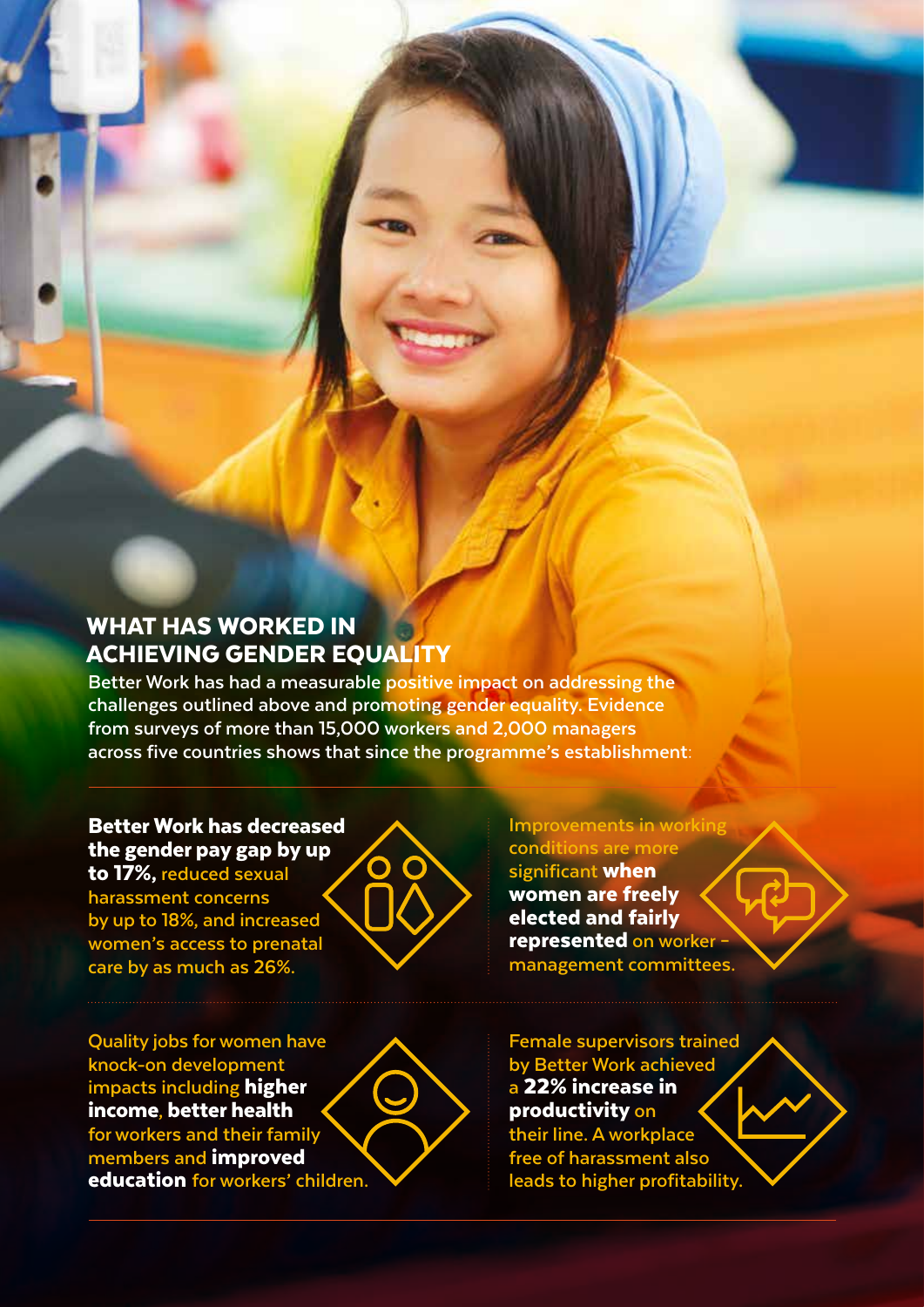## WHAT HAS WORKED IN ACHIEVING GENDER EQUALITY

Better Work has had a measurable positive impact on addressing the challenges outlined above and promoting gender equality. Evidence from surveys of more than 15,000 workers and 2,000 managers across five countries shows that since the programme's establishment:

**Better Work has decreased the gender pay gap by up to 17%,** reduced sexual harassment concerns by up to 18%, and increased women's access to prenatal care by as much as 26%.

Improvements in working conditions are more significant **when women are freely elected and fairly represented** on worker – management committees.

Quality jobs for women have knock-on development impacts including **higher income**, **better health** for workers and their family members and **improved education** for workers' children.

Female supervisors trained by Better Work achieved a **22% increase in productivity** on their line. A workplace free of harassment also leads to higher profitability.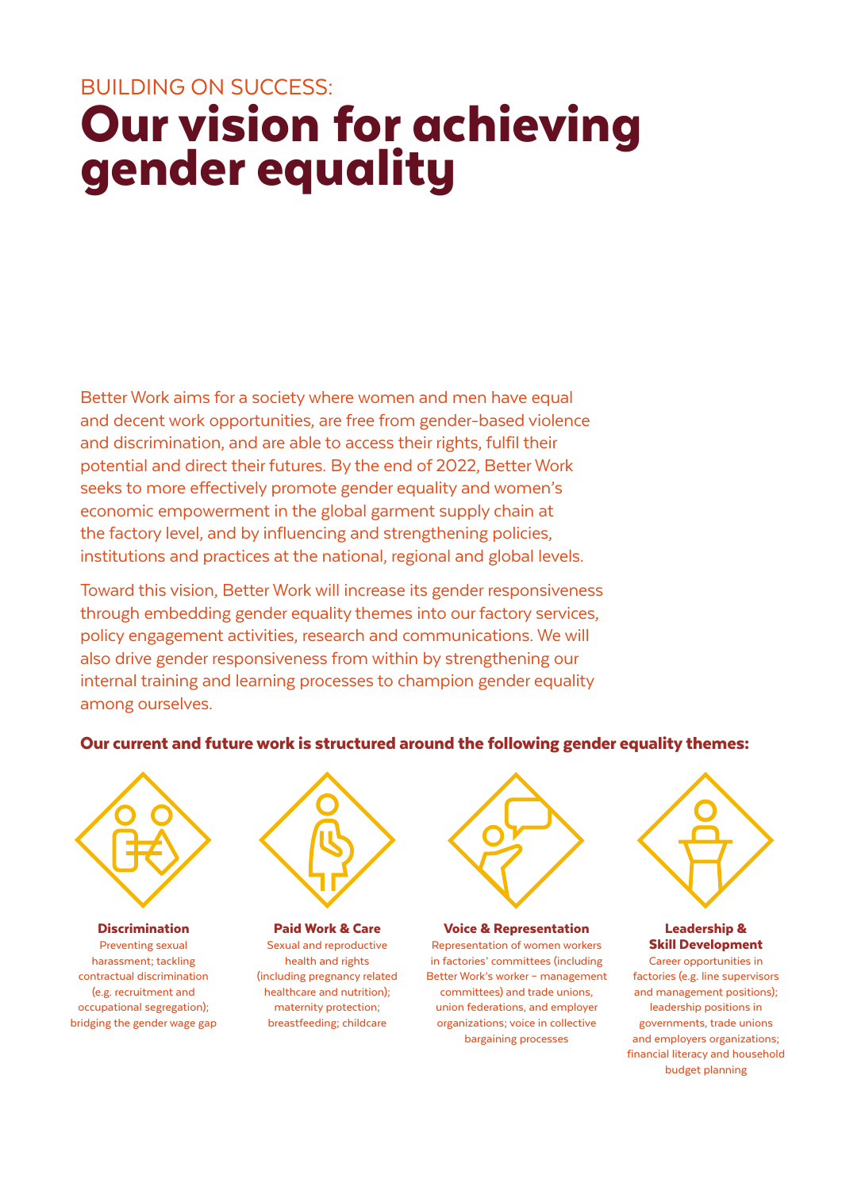BUILDING ON SUCCESS:

# Our vision for achieving gender equality

Better Work aims for a society where women and men have equal and decent work opportunities, are free from gender-based violence and discrimination, and are able to access their rights, fulfil their potential and direct their futures. By the end of 2022, Better Work seeks to more effectively promote gender equality and women's economic empowerment in the global garment supply chain at the factory level, and by influencing and strengthening policies, institutions and practices at the national, regional and global levels.

Toward this vision, Better Work will increase its gender responsiveness through embedding gender equality themes into our factory services, policy engagement activities, research and communications. We will also drive gender responsiveness from within by strengthening our internal training and learning processes to champion gender equality among ourselves.

**Our current and future work is structured around the following gender equality themes:**

**Discrimination**
Preventing sexual harassment; tackling contractual discrimination (e.g. recruitment and occupational segregation); bridging the gender wage gap

**Paid Work & Care**
Sexual and reproductive health and rights (including pregnancy related healthcare and nutrition); maternity protection; breastfeeding; childcare

**Voice & Representation**
Representation of women workers in factories' committees (including Better Work's worker - management committees) and trade unions, union federations, and employer organizations; voice in collective bargaining processes

**Leadership & Skill Development**
Career opportunities in factories (e.g. line supervisors and management positions); leadership positions in governments, trade unions and employers organizations; financial literacy and household budget planning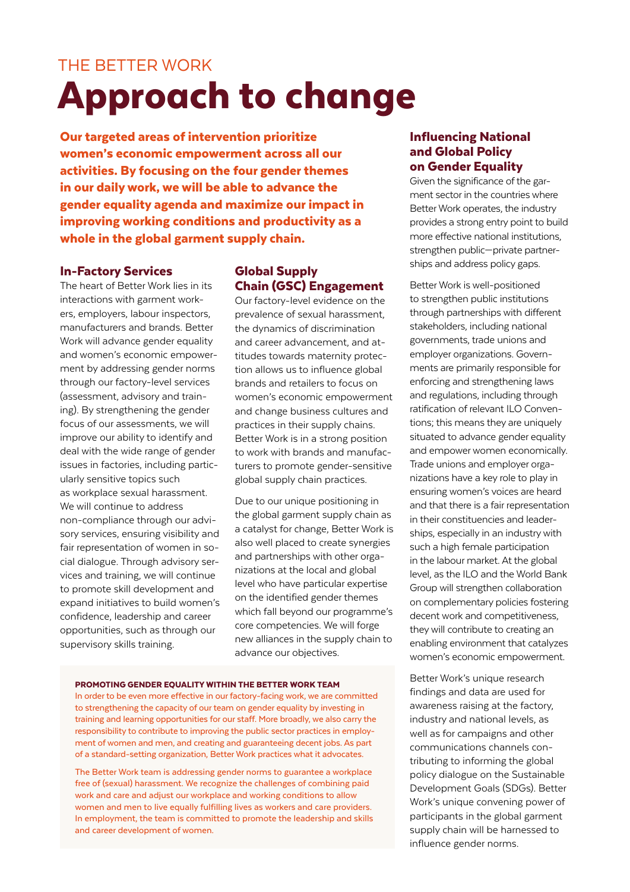THE BETTER WORK

# Approach to change

**Our targeted areas of intervention prioritize women's economic empowerment across all our activities. By focusing on the four gender themes in our daily work, we will be able to advance the gender equality agenda and maximize our impact in improving working conditions and productivity as a whole in the global garment supply chain.**

## In-Factory Services

The heart of Better Work lies in its interactions with garment workers, employers, labour inspectors, manufacturers and brands. Better Work will advance gender equality and women's economic empowerment by addressing gender norms through our factory-level services (assessment, advisory and training). By strengthening the gender focus of our assessments, we will improve our ability to identify and deal with the wide range of gender issues in factories, including particularly sensitive topics such as workplace sexual harassment. We will continue to address non-compliance through our advisory services, ensuring visibility and fair representation of women in social dialogue. Through advisory services and training, we will continue to promote skill development and expand initiatives to build women's confidence, leadership and career opportunities, such as through our supervisory skills training.

## Global Supply Chain (GSC) Engagement

Our factory-level evidence on the prevalence of sexual harassment, the dynamics of discrimination and career advancement, and attitudes towards maternity protection allows us to influence global brands and retailers to focus on women's economic empowerment and change business cultures and practices in their supply chains. Better Work is in a strong position to work with brands and manufacturers to promote gender-sensitive global supply chain practices.

Due to our unique positioning in the global garment supply chain as a catalyst for change, Better Work is also well placed to create synergies and partnerships with other organizations at the local and global level who have particular expertise on the identified gender themes which fall beyond our programme's core competencies. We will forge new alliances in the supply chain to advance our objectives.

**PROMOTING GENDER EQUALITY WITHIN THE BETTER WORK TEAM**

In order to be even more effective in our factory-facing work, we are committed to strengthening the capacity of our team on gender equality by investing in training and learning opportunities for our staff. More broadly, we also carry the responsibility to contribute to improving the public sector practices in employment of women and men, and creating and guaranteeing decent jobs. As part of a standard-setting organization, Better Work practices what it advocates.

The Better Work team is addressing gender norms to guarantee a workplace free of (sexual) harassment. We recognize the challenges of combining paid work and care and adjust our workplace and working conditions to allow women and men to live equally fulfilling lives as workers and care providers. In employment, the team is committed to promote the leadership and skills and career development of women.

## Influencing National and Global Policy on Gender Equality

Given the significance of the garment sector in the countries where Better Work operates, the industry provides a strong entry point to build more effective national institutions, strengthen public—private partnerships and address policy gaps.

Better Work is well-positioned to strengthen public institutions through partnerships with different stakeholders, including national governments, trade unions and employer organizations. Governments are primarily responsible for enforcing and strengthening laws and regulations, including through ratification of relevant ILO Conventions; this means they are uniquely situated to advance gender equality and empower women economically. Trade unions and employer organizations have a key role to play in ensuring women's voices are heard and that there is a fair representation in their constituencies and leaderships, especially in an industry with such a high female participation in the labour market. At the global level, as the ILO and the World Bank Group will strengthen collaboration on complementary policies fostering decent work and competitiveness, they will contribute to creating an enabling environment that catalyzes women's economic empowerment.

Better Work's unique research findings and data are used for awareness raising at the factory, industry and national levels, as well as for campaigns and other communications channels contributing to informing the global policy dialogue on the Sustainable Development Goals (SDGs). Better Work's unique convening power of participants in the global garment supply chain will be harnessed to influence gender norms.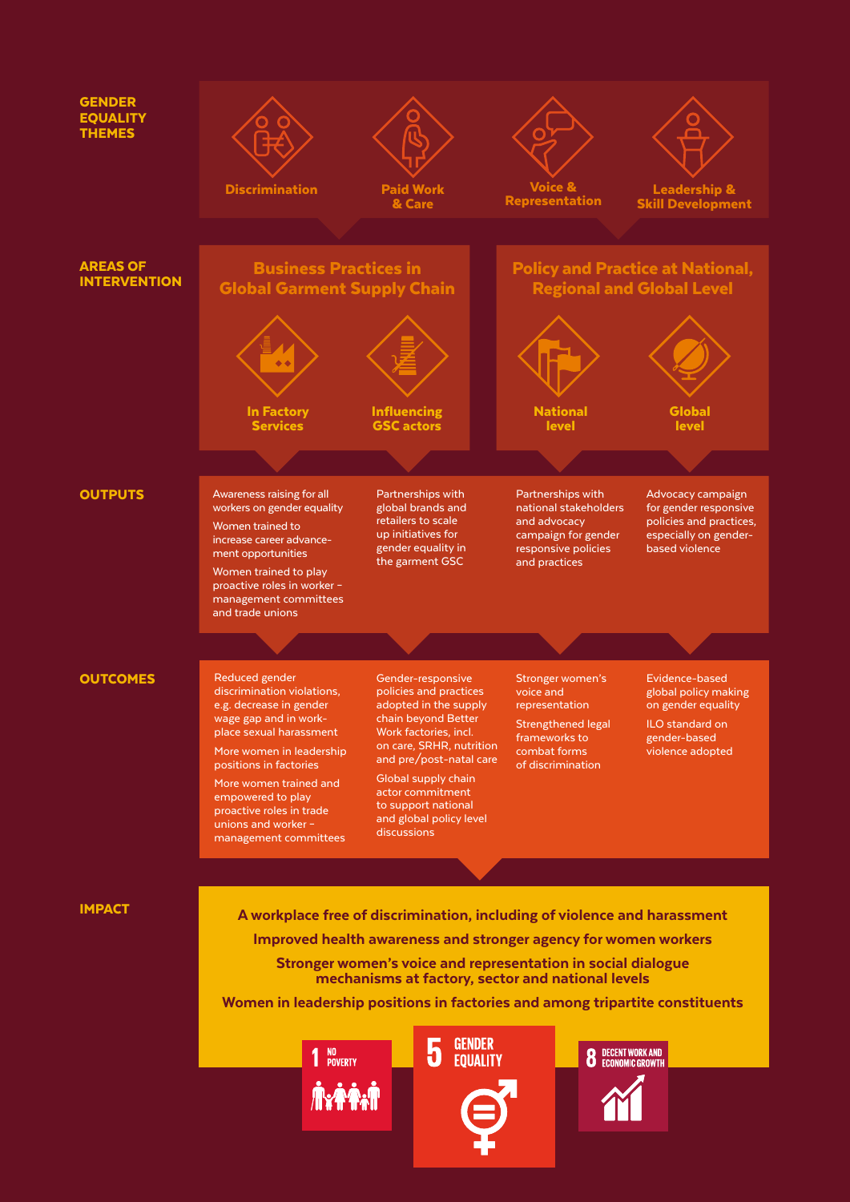## GENDER EQUALITY THEMES

- Discrimination
- Paid Work & Care
- Voice & Representation
- Leadership & Skill Development

## AREAS OF INTERVENTION

### Business Practices in Global Garment Supply Chain

- In Factory Services
- Influencing GSC actors

### Policy and Practice at National, Regional and Global Level

- National level
- Global level

## OUTPUTS

**In Factory Services**
- Awareness raising for all workers on gender equality
- Women trained to increase career advancement opportunities
- Women trained to play proactive roles in worker – management committees and trade unions

**Influencing GSC actors**
- Partnerships with global brands and retailers to scale up initiatives for gender equality in the garment GSC

**National level**
- Partnerships with national stakeholders and advocacy campaign for gender responsive policies and practices

**Global level**
- Advocacy campaign for gender responsive policies and practices, especially on gender-based violence

## OUTCOMES

**In Factory Services**
- Reduced gender discrimination violations, e.g. decrease in gender wage gap and in workplace sexual harassment
- More women in leadership positions in factories
- More women trained and empowered to play proactive roles in trade unions and worker – management committees

**Influencing GSC actors**
- Gender-responsive policies and practices adopted in the supply chain beyond Better Work factories, incl. on care, SRHR, nutrition and pre/post-natal care
- Global supply chain actor commitment to support national and global policy level discussions

**National level**
- Stronger women's voice and representation
- Strengthened legal frameworks to combat forms of discrimination

**Global level**
- Evidence-based global policy making on gender equality
- ILO standard on gender-based violence adopted

## IMPACT

**A workplace free of discrimination, including of violence and harassment**

**Improved health awareness and stronger agency for women workers**

**Stronger women's voice and representation in social dialogue mechanisms at factory, sector and national levels**

**Women in leadership positions in factories and among tripartite constituents**

1 NO POVERTY

5 GENDER EQUALITY

8 DECENT WORK AND ECONOMIC GROWTH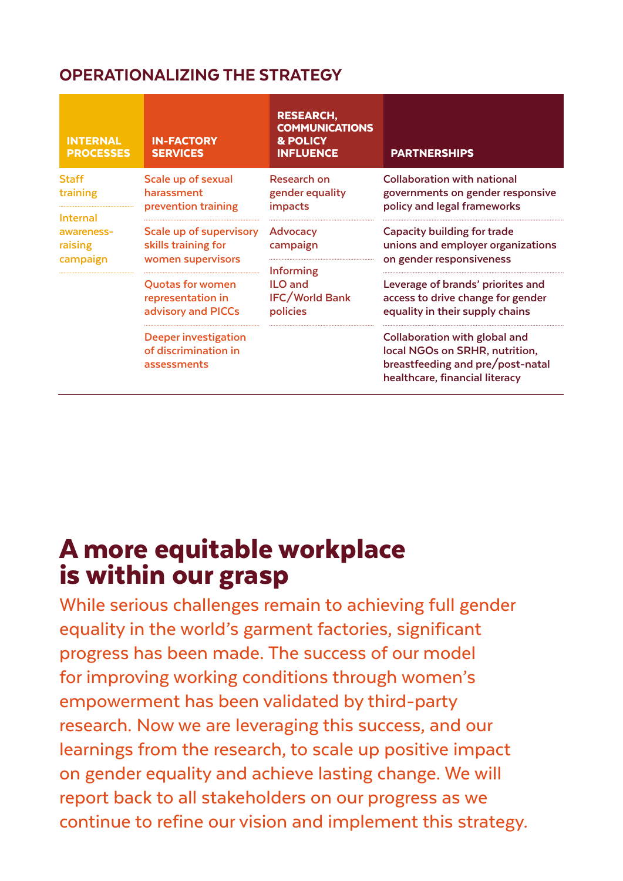## OPERATIONALIZING THE STRATEGY

| INTERNAL PROCESSES | IN-FACTORY SERVICES | RESEARCH, COMMUNICATIONS & POLICY INFLUENCE | PARTNERSHIPS |
|---|---|---|---|
| Staff training | Scale up of sexual harassment prevention training | Research on gender equality impacts | Collaboration with national governments on gender responsive policy and legal frameworks |
| Internal awareness-raising campaign | Scale up of supervisory skills training for women supervisors | Advocacy campaign | Capacity building for trade unions and employer organizations on gender responsiveness |
| | Quotas for women representation in advisory and PICCs | Informing ILO and IFC/World Bank policies | Leverage of brands' priorites and access to drive change for gender equality in their supply chains |
| | Deeper investigation of discrimination in assessments | | Collaboration with global and local NGOs on SRHR, nutrition, breastfeeding and pre/post-natal healthcare, financial literacy |

# A more equitable workplace is within our grasp

While serious challenges remain to achieving full gender equality in the world's garment factories, significant progress has been made. The success of our model for improving working conditions through women's empowerment has been validated by third-party research. Now we are leveraging this success, and our learnings from the research, to scale up positive impact on gender equality and achieve lasting change. We will report back to all stakeholders on our progress as we continue to refine our vision and implement this strategy.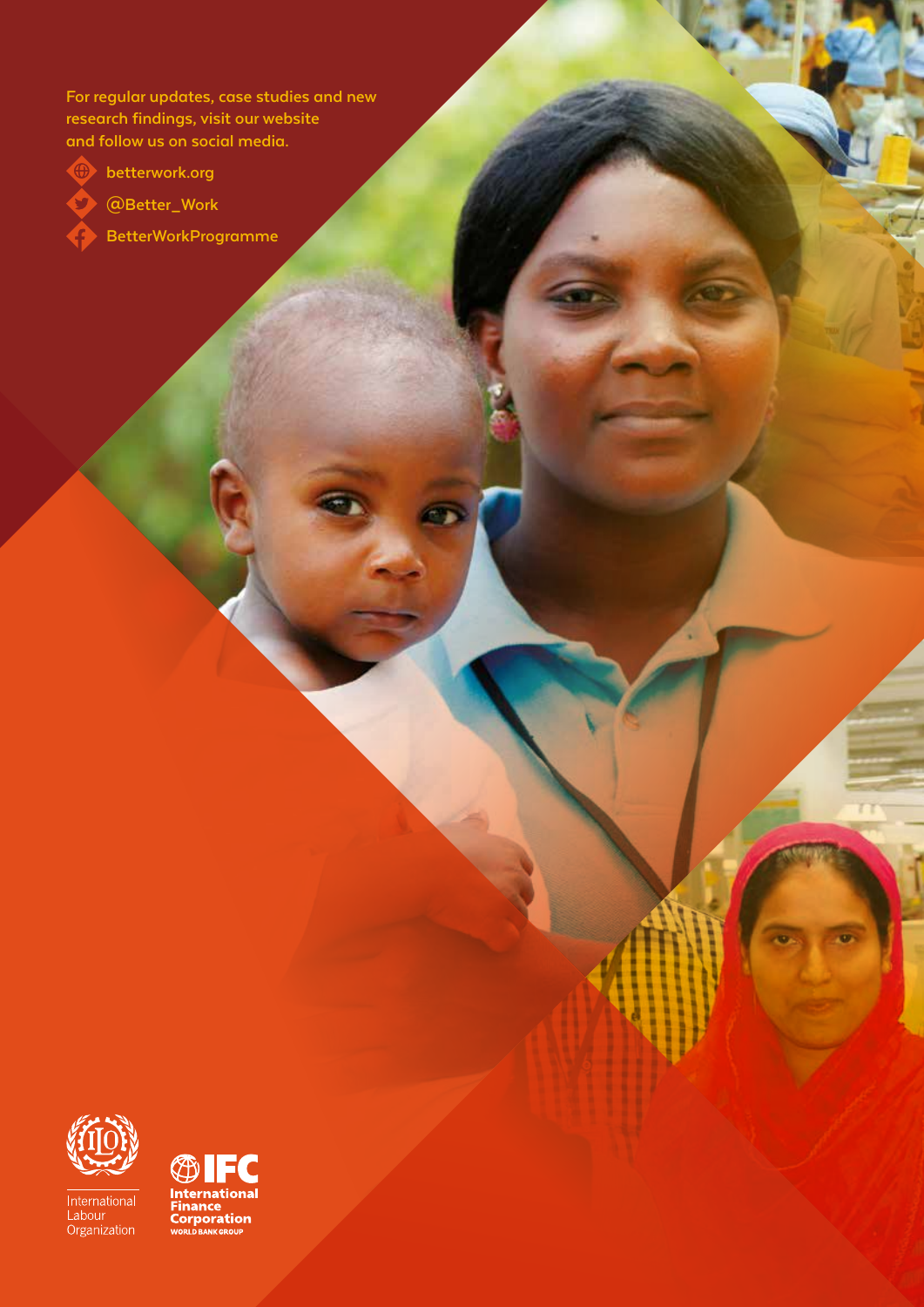For regular updates, case studies and new research findings, visit our website and follow us on social media.

- betterwork.org
- @Better_Work
- BetterWorkProgramme

International Labour Organization

International Finance Corporation
WORLD BANK GROUP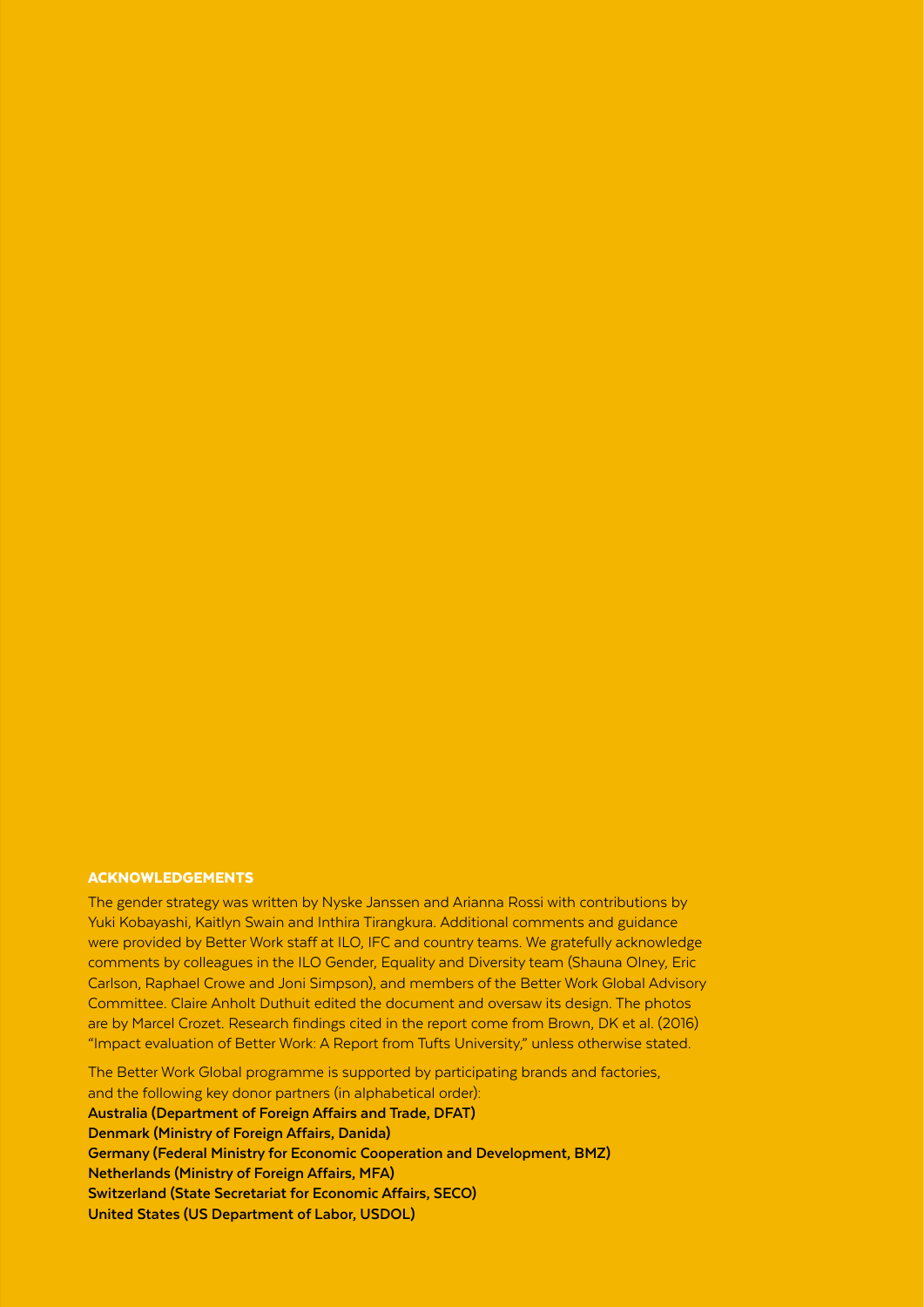## ACKNOWLEDGEMENTS

The gender strategy was written by Nyske Janssen and Arianna Rossi with contributions by Yuki Kobayashi, Kaitlyn Swain and Inthira Tirangkura. Additional comments and guidance were provided by Better Work staff at ILO, IFC and country teams. We gratefully acknowledge comments by colleagues in the ILO Gender, Equality and Diversity team (Shauna Olney, Eric Carlson, Raphael Crowe and Joni Simpson), and members of the Better Work Global Advisory Committee. Claire Anholt Duthuit edited the document and oversaw its design. The photos are by Marcel Crozet. Research findings cited in the report come from Brown, DK et al. (2016) "Impact evaluation of Better Work: A Report from Tufts University," unless otherwise stated.

The Better Work Global programme is supported by participating brands and factories, and the following key donor partners (in alphabetical order):

**Australia (Department of Foreign Affairs and Trade, DFAT)**
**Denmark (Ministry of Foreign Affairs, Danida)**
**Germany (Federal Ministry for Economic Cooperation and Development, BMZ)**
**Netherlands (Ministry of Foreign Affairs, MFA)**
**Switzerland (State Secretariat for Economic Affairs, SECO)**
**United States (US Department of Labor, USDOL)**